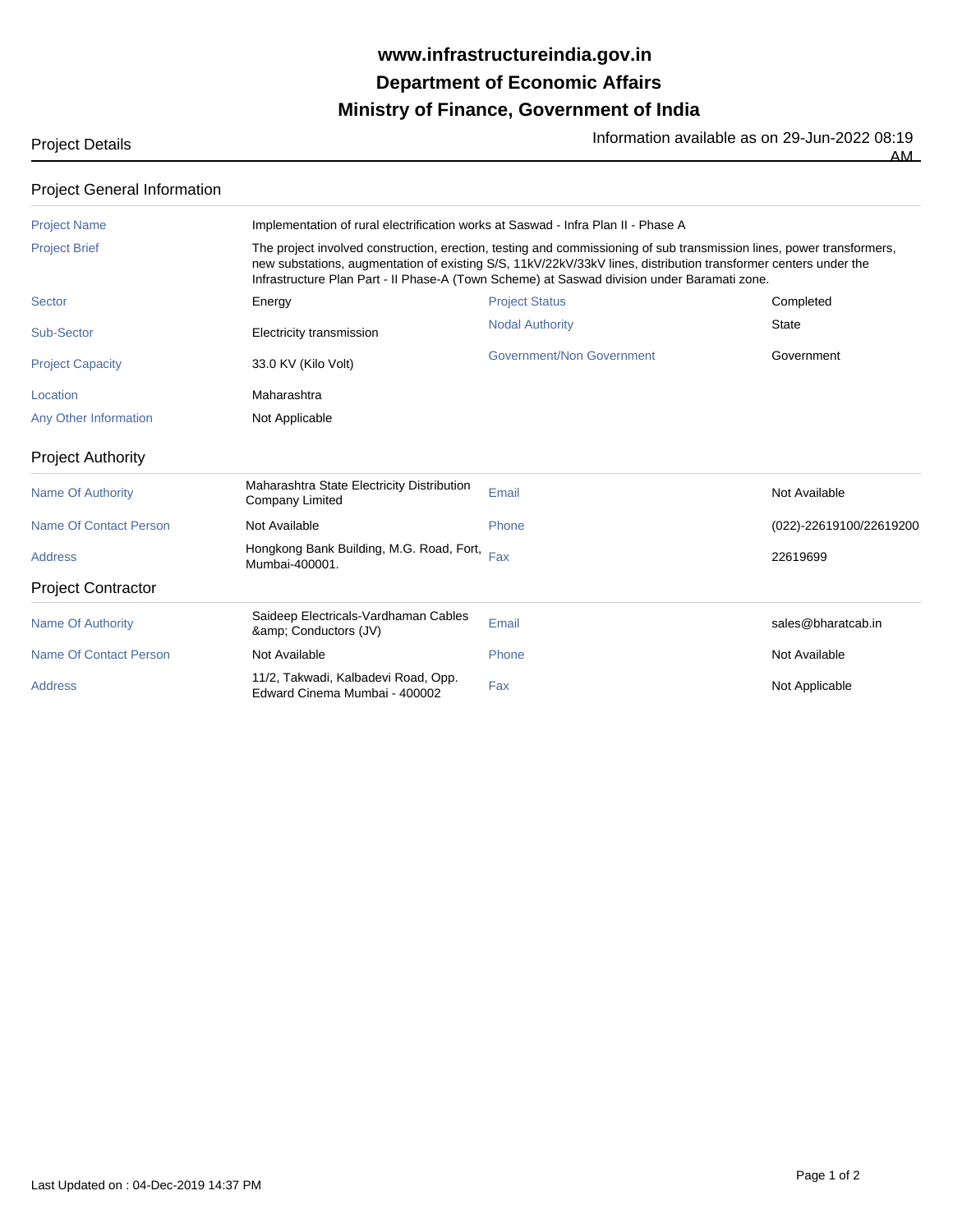# www.infrastructureindia.gov.in
# Department of Economic Affairs
# Ministry of Finance, Government of India

Project Details

Information available as on 29-Jun-2022 08:19 AM

## Project General Information

| | | | |
|---|---|---|---|
| Project Name | Implementation of rural electrification works at Saswad - Infra Plan II - Phase A | | |
| Project Brief | The project involved construction, erection, testing and commissioning of sub transmission lines, power transformers, new substations, augmentation of existing S/S, 11kV/22kV/33kV lines, distribution transformer centers under the Infrastructure Plan Part - II Phase-A (Town Scheme) at Saswad division under Baramati zone. | | |
| Sector | Energy | Project Status | Completed |
| Sub-Sector | Electricity transmission | Nodal Authority | State |
| Project Capacity | 33.0 KV (Kilo Volt) | Government/Non Government | Government |
| Location | Maharashtra | | |
| Any Other Information | Not Applicable | | |

## Project Authority

| | | | |
|---|---|---|---|
| Name Of Authority | Maharashtra State Electricity Distribution Company Limited | Email | Not Available |
| Name Of Contact Person | Not Available | Phone | (022)-22619100/22619200 |
| Address | Hongkong Bank Building, M.G. Road, Fort, Mumbai-400001. | Fax | 22619699 |

## Project Contractor

| | | | |
|---|---|---|---|
| Name Of Authority | Saideep Electricals-Vardhaman Cables &amp; Conductors (JV) | Email | sales@bharatcab.in |
| Name Of Contact Person | Not Available | Phone | Not Available |
| Address | 11/2, Takwadi, Kalbadevi Road, Opp. Edward Cinema Mumbai - 400002 | Fax | Not Applicable |

Last Updated on : 04-Dec-2019 14:37 PM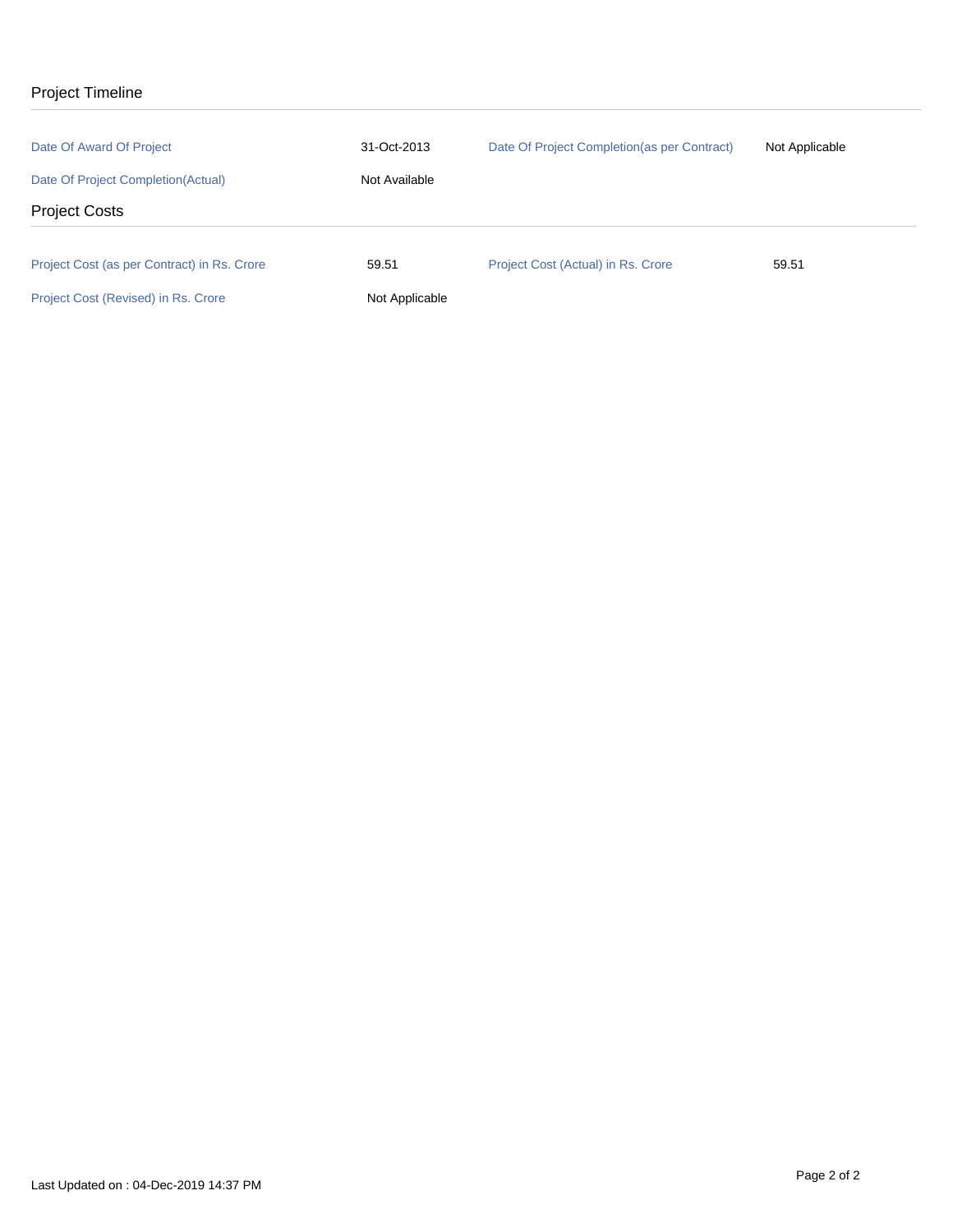## Project Timeline

| | | | |
|---|---|---|---|
| Date Of Award Of Project | 31-Oct-2013 | Date Of Project Completion(as per Contract) | Not Applicable |
| Date Of Project Completion(Actual) | Not Available | | |

## Project Costs

| | | | |
|---|---|---|---|
| Project Cost (as per Contract) in Rs. Crore | 59.51 | Project Cost (Actual) in Rs. Crore | 59.51 |
| Project Cost (Revised) in Rs. Crore | Not Applicable | | |

Last Updated on : 04-Dec-2019 14:37 PM